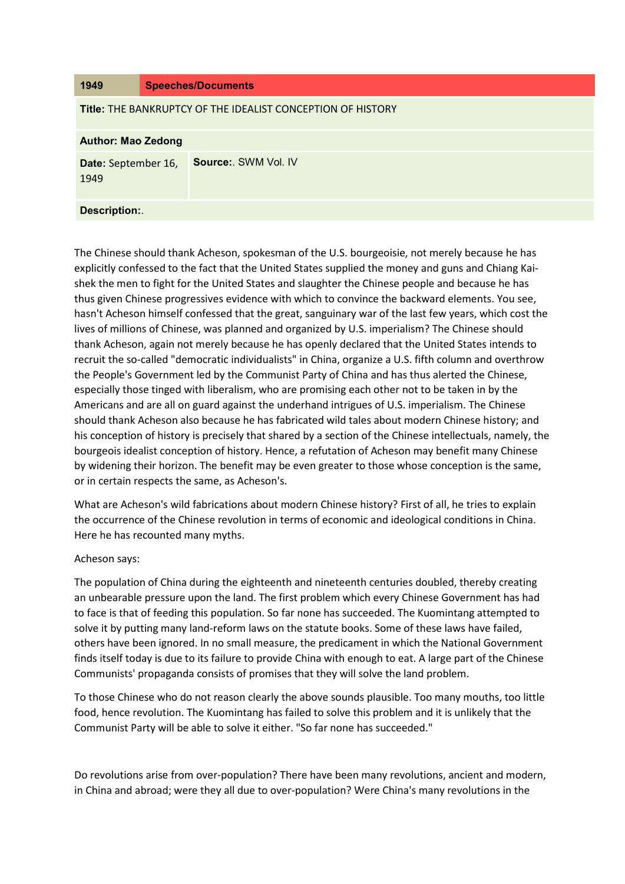| 1949 | Speeches/Documents |
| --- | --- |
| **Title:** THE BANKRUPTCY OF THE IDEALIST CONCEPTION OF HISTORY | |
| **Author: Mao Zedong** | |
| **Date:** September 16, 1949 | **Source:**. SWM Vol. IV |
| **Description:**. | |

The Chinese should thank Acheson, spokesman of the U.S. bourgeoisie, not merely because he has explicitly confessed to the fact that the United States supplied the money and guns and Chiang Kai-shek the men to fight for the United States and slaughter the Chinese people and because he has thus given Chinese progressives evidence with which to convince the backward elements. You see, hasn't Acheson himself confessed that the great, sanguinary war of the last few years, which cost the lives of millions of Chinese, was planned and organized by U.S. imperialism? The Chinese should thank Acheson, again not merely because he has openly declared that the United States intends to recruit the so-called "democratic individualists" in China, organize a U.S. fifth column and overthrow the People's Government led by the Communist Party of China and has thus alerted the Chinese, especially those tinged with liberalism, who are promising each other not to be taken in by the Americans and are all on guard against the underhand intrigues of U.S. imperialism. The Chinese should thank Acheson also because he has fabricated wild tales about modern Chinese history; and his conception of history is precisely that shared by a section of the Chinese intellectuals, namely, the bourgeois idealist conception of history. Hence, a refutation of Acheson may benefit many Chinese by widening their horizon. The benefit may be even greater to those whose conception is the same, or in certain respects the same, as Acheson's.

What are Acheson's wild fabrications about modern Chinese history? First of all, he tries to explain the occurrence of the Chinese revolution in terms of economic and ideological conditions in China. Here he has recounted many myths.

Acheson says:

The population of China during the eighteenth and nineteenth centuries doubled, thereby creating an unbearable pressure upon the land. The first problem which every Chinese Government has had to face is that of feeding this population. So far none has succeeded. The Kuomintang attempted to solve it by putting many land-reform laws on the statute books. Some of these laws have failed, others have been ignored. In no small measure, the predicament in which the National Government finds itself today is due to its failure to provide China with enough to eat. A large part of the Chinese Communists' propaganda consists of promises that they will solve the land problem.

To those Chinese who do not reason clearly the above sounds plausible. Too many mouths, too little food, hence revolution. The Kuomintang has failed to solve this problem and it is unlikely that the Communist Party will be able to solve it either. "So far none has succeeded."

Do revolutions arise from over-population? There have been many revolutions, ancient and modern, in China and abroad; were they all due to over-population? Were China's many revolutions in the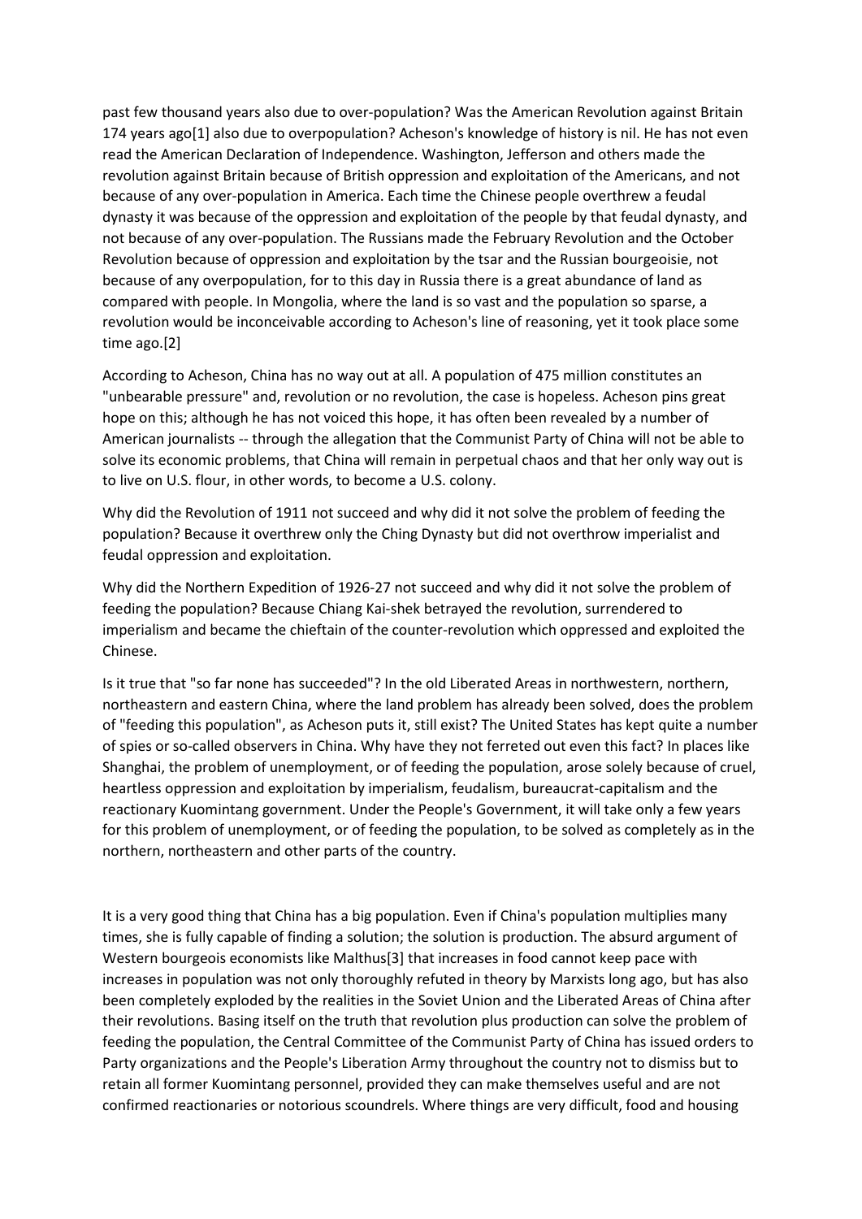past few thousand years also due to over-population? Was the American Revolution against Britain 174 years ago[1] also due to overpopulation? Acheson's knowledge of history is nil. He has not even read the American Declaration of Independence. Washington, Jefferson and others made the revolution against Britain because of British oppression and exploitation of the Americans, and not because of any over-population in America. Each time the Chinese people overthrew a feudal dynasty it was because of the oppression and exploitation of the people by that feudal dynasty, and not because of any over-population. The Russians made the February Revolution and the October Revolution because of oppression and exploitation by the tsar and the Russian bourgeoisie, not because of any overpopulation, for to this day in Russia there is a great abundance of land as compared with people. In Mongolia, where the land is so vast and the population so sparse, a revolution would be inconceivable according to Acheson's line of reasoning, yet it took place some time ago.[2]

According to Acheson, China has no way out at all. A population of 475 million constitutes an "unbearable pressure" and, revolution or no revolution, the case is hopeless. Acheson pins great hope on this; although he has not voiced this hope, it has often been revealed by a number of American journalists -- through the allegation that the Communist Party of China will not be able to solve its economic problems, that China will remain in perpetual chaos and that her only way out is to live on U.S. flour, in other words, to become a U.S. colony.

Why did the Revolution of 1911 not succeed and why did it not solve the problem of feeding the population? Because it overthrew only the Ching Dynasty but did not overthrow imperialist and feudal oppression and exploitation.

Why did the Northern Expedition of 1926-27 not succeed and why did it not solve the problem of feeding the population? Because Chiang Kai-shek betrayed the revolution, surrendered to imperialism and became the chieftain of the counter-revolution which oppressed and exploited the Chinese.

Is it true that "so far none has succeeded"? In the old Liberated Areas in northwestern, northern, northeastern and eastern China, where the land problem has already been solved, does the problem of "feeding this population", as Acheson puts it, still exist? The United States has kept quite a number of spies or so-called observers in China. Why have they not ferreted out even this fact? In places like Shanghai, the problem of unemployment, or of feeding the population, arose solely because of cruel, heartless oppression and exploitation by imperialism, feudalism, bureaucrat-capitalism and the reactionary Kuomintang government. Under the People's Government, it will take only a few years for this problem of unemployment, or of feeding the population, to be solved as completely as in the northern, northeastern and other parts of the country.

It is a very good thing that China has a big population. Even if China's population multiplies many times, she is fully capable of finding a solution; the solution is production. The absurd argument of Western bourgeois economists like Malthus[3] that increases in food cannot keep pace with increases in population was not only thoroughly refuted in theory by Marxists long ago, but has also been completely exploded by the realities in the Soviet Union and the Liberated Areas of China after their revolutions. Basing itself on the truth that revolution plus production can solve the problem of feeding the population, the Central Committee of the Communist Party of China has issued orders to Party organizations and the People's Liberation Army throughout the country not to dismiss but to retain all former Kuomintang personnel, provided they can make themselves useful and are not confirmed reactionaries or notorious scoundrels. Where things are very difficult, food and housing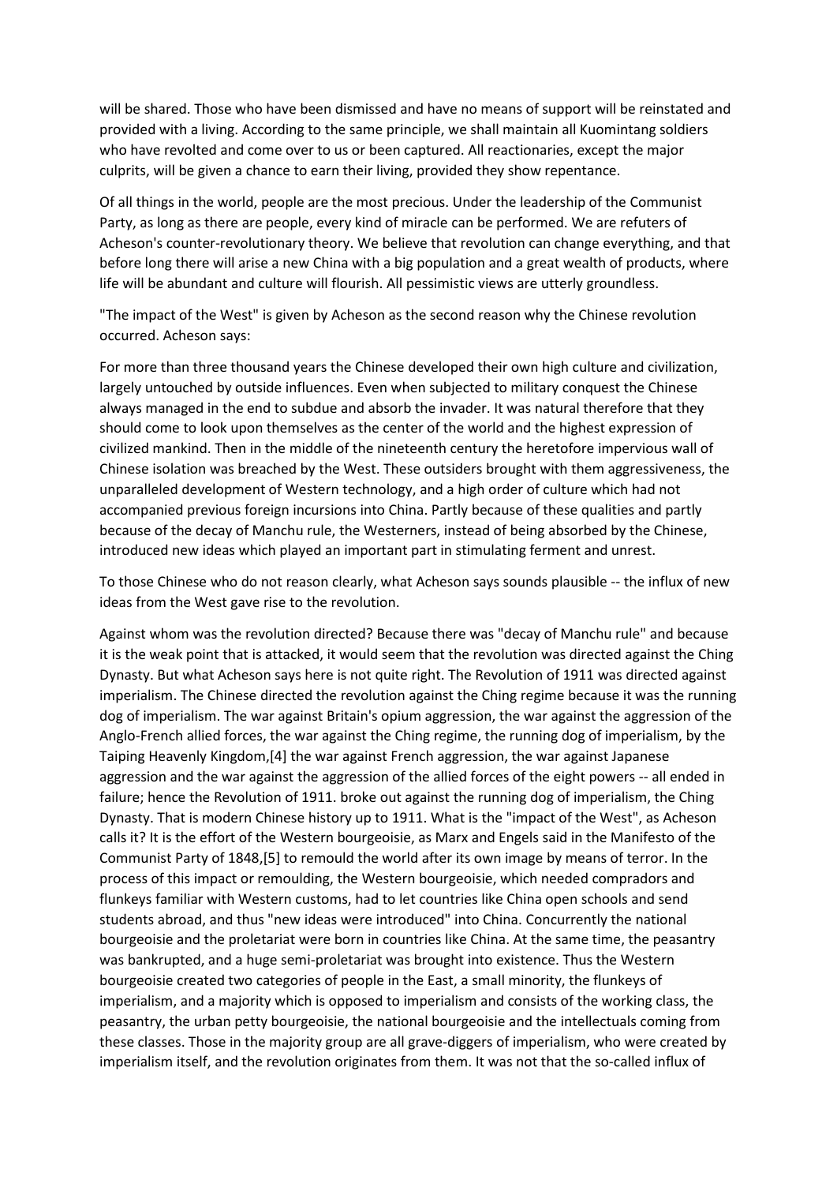will be shared. Those who have been dismissed and have no means of support will be reinstated and provided with a living. According to the same principle, we shall maintain all Kuomintang soldiers who have revolted and come over to us or been captured. All reactionaries, except the major culprits, will be given a chance to earn their living, provided they show repentance.

Of all things in the world, people are the most precious. Under the leadership of the Communist Party, as long as there are people, every kind of miracle can be performed. We are refuters of Acheson's counter-revolutionary theory. We believe that revolution can change everything, and that before long there will arise a new China with a big population and a great wealth of products, where life will be abundant and culture will flourish. All pessimistic views are utterly groundless.

"The impact of the West" is given by Acheson as the second reason why the Chinese revolution occurred. Acheson says:

For more than three thousand years the Chinese developed their own high culture and civilization, largely untouched by outside influences. Even when subjected to military conquest the Chinese always managed in the end to subdue and absorb the invader. It was natural therefore that they should come to look upon themselves as the center of the world and the highest expression of civilized mankind. Then in the middle of the nineteenth century the heretofore impervious wall of Chinese isolation was breached by the West. These outsiders brought with them aggressiveness, the unparalleled development of Western technology, and a high order of culture which had not accompanied previous foreign incursions into China. Partly because of these qualities and partly because of the decay of Manchu rule, the Westerners, instead of being absorbed by the Chinese, introduced new ideas which played an important part in stimulating ferment and unrest.

To those Chinese who do not reason clearly, what Acheson says sounds plausible -- the influx of new ideas from the West gave rise to the revolution.

Against whom was the revolution directed? Because there was "decay of Manchu rule" and because it is the weak point that is attacked, it would seem that the revolution was directed against the Ching Dynasty. But what Acheson says here is not quite right. The Revolution of 1911 was directed against imperialism. The Chinese directed the revolution against the Ching regime because it was the running dog of imperialism. The war against Britain's opium aggression, the war against the aggression of the Anglo-French allied forces, the war against the Ching regime, the running dog of imperialism, by the Taiping Heavenly Kingdom,[4] the war against French aggression, the war against Japanese aggression and the war against the aggression of the allied forces of the eight powers -- all ended in failure; hence the Revolution of 1911. broke out against the running dog of imperialism, the Ching Dynasty. That is modern Chinese history up to 1911. What is the "impact of the West", as Acheson calls it? It is the effort of the Western bourgeoisie, as Marx and Engels said in the Manifesto of the Communist Party of 1848,[5] to remould the world after its own image by means of terror. In the process of this impact or remoulding, the Western bourgeoisie, which needed compradors and flunkeys familiar with Western customs, had to let countries like China open schools and send students abroad, and thus "new ideas were introduced" into China. Concurrently the national bourgeoisie and the proletariat were born in countries like China. At the same time, the peasantry was bankrupted, and a huge semi-proletariat was brought into existence. Thus the Western bourgeoisie created two categories of people in the East, a small minority, the flunkeys of imperialism, and a majority which is opposed to imperialism and consists of the working class, the peasantry, the urban petty bourgeoisie, the national bourgeoisie and the intellectuals coming from these classes. Those in the majority group are all grave-diggers of imperialism, who were created by imperialism itself, and the revolution originates from them. It was not that the so-called influx of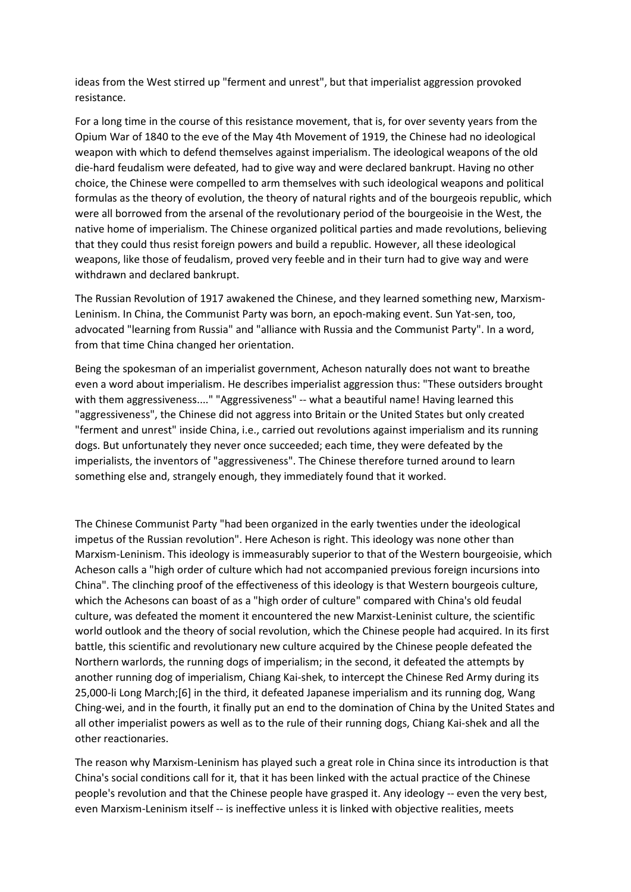ideas from the West stirred up "ferment and unrest", but that imperialist aggression provoked resistance.

For a long time in the course of this resistance movement, that is, for over seventy years from the Opium War of 1840 to the eve of the May 4th Movement of 1919, the Chinese had no ideological weapon with which to defend themselves against imperialism. The ideological weapons of the old die-hard feudalism were defeated, had to give way and were declared bankrupt. Having no other choice, the Chinese were compelled to arm themselves with such ideological weapons and political formulas as the theory of evolution, the theory of natural rights and of the bourgeois republic, which were all borrowed from the arsenal of the revolutionary period of the bourgeoisie in the West, the native home of imperialism. The Chinese organized political parties and made revolutions, believing that they could thus resist foreign powers and build a republic. However, all these ideological weapons, like those of feudalism, proved very feeble and in their turn had to give way and were withdrawn and declared bankrupt.

The Russian Revolution of 1917 awakened the Chinese, and they learned something new, Marxism-Leninism. In China, the Communist Party was born, an epoch-making event. Sun Yat-sen, too, advocated "learning from Russia" and "alliance with Russia and the Communist Party". In a word, from that time China changed her orientation.

Being the spokesman of an imperialist government, Acheson naturally does not want to breathe even a word about imperialism. He describes imperialist aggression thus: "These outsiders brought with them aggressiveness...." "Aggressiveness" -- what a beautiful name! Having learned this "aggressiveness", the Chinese did not aggress into Britain or the United States but only created "ferment and unrest" inside China, i.e., carried out revolutions against imperialism and its running dogs. But unfortunately they never once succeeded; each time, they were defeated by the imperialists, the inventors of "aggressiveness". The Chinese therefore turned around to learn something else and, strangely enough, they immediately found that it worked.

The Chinese Communist Party "had been organized in the early twenties under the ideological impetus of the Russian revolution". Here Acheson is right. This ideology was none other than Marxism-Leninism. This ideology is immeasurably superior to that of the Western bourgeoisie, which Acheson calls a "high order of culture which had not accompanied previous foreign incursions into China". The clinching proof of the effectiveness of this ideology is that Western bourgeois culture, which the Achesons can boast of as a "high order of culture" compared with China's old feudal culture, was defeated the moment it encountered the new Marxist-Leninist culture, the scientific world outlook and the theory of social revolution, which the Chinese people had acquired. In its first battle, this scientific and revolutionary new culture acquired by the Chinese people defeated the Northern warlords, the running dogs of imperialism; in the second, it defeated the attempts by another running dog of imperialism, Chiang Kai-shek, to intercept the Chinese Red Army during its 25,000-li Long March;[6] in the third, it defeated Japanese imperialism and its running dog, Wang Ching-wei, and in the fourth, it finally put an end to the domination of China by the United States and all other imperialist powers as well as to the rule of their running dogs, Chiang Kai-shek and all the other reactionaries.

The reason why Marxism-Leninism has played such a great role in China since its introduction is that China's social conditions call for it, that it has been linked with the actual practice of the Chinese people's revolution and that the Chinese people have grasped it. Any ideology -- even the very best, even Marxism-Leninism itself -- is ineffective unless it is linked with objective realities, meets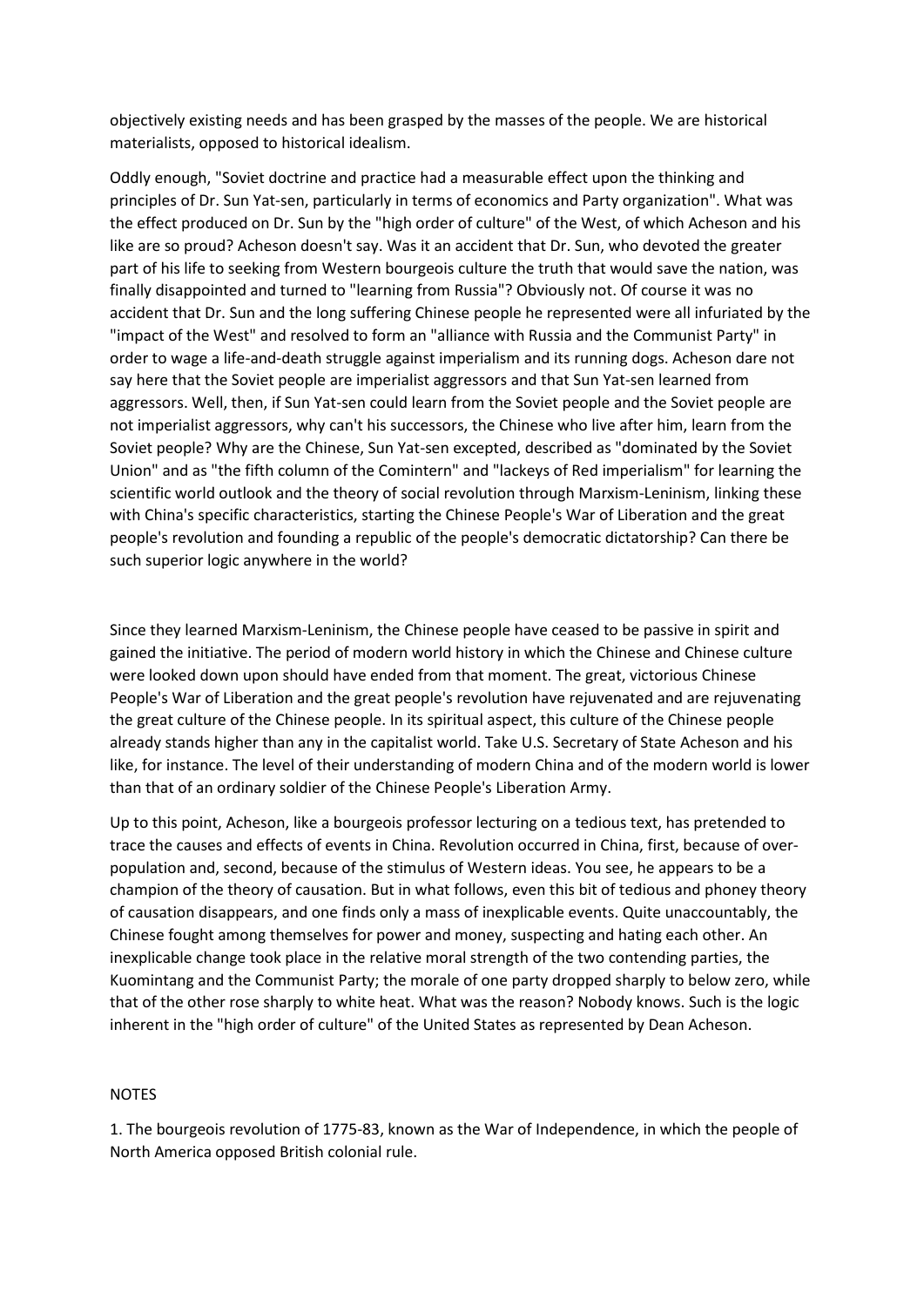objectively existing needs and has been grasped by the masses of the people. We are historical materialists, opposed to historical idealism.

Oddly enough, "Soviet doctrine and practice had a measurable effect upon the thinking and principles of Dr. Sun Yat-sen, particularly in terms of economics and Party organization". What was the effect produced on Dr. Sun by the "high order of culture" of the West, of which Acheson and his like are so proud? Acheson doesn't say. Was it an accident that Dr. Sun, who devoted the greater part of his life to seeking from Western bourgeois culture the truth that would save the nation, was finally disappointed and turned to "learning from Russia"? Obviously not. Of course it was no accident that Dr. Sun and the long suffering Chinese people he represented were all infuriated by the "impact of the West" and resolved to form an "alliance with Russia and the Communist Party" in order to wage a life-and-death struggle against imperialism and its running dogs. Acheson dare not say here that the Soviet people are imperialist aggressors and that Sun Yat-sen learned from aggressors. Well, then, if Sun Yat-sen could learn from the Soviet people and the Soviet people are not imperialist aggressors, why can't his successors, the Chinese who live after him, learn from the Soviet people? Why are the Chinese, Sun Yat-sen excepted, described as "dominated by the Soviet Union" and as "the fifth column of the Comintern" and "lackeys of Red imperialism" for learning the scientific world outlook and the theory of social revolution through Marxism-Leninism, linking these with China's specific characteristics, starting the Chinese People's War of Liberation and the great people's revolution and founding a republic of the people's democratic dictatorship? Can there be such superior logic anywhere in the world?

Since they learned Marxism-Leninism, the Chinese people have ceased to be passive in spirit and gained the initiative. The period of modern world history in which the Chinese and Chinese culture were looked down upon should have ended from that moment. The great, victorious Chinese People's War of Liberation and the great people's revolution have rejuvenated and are rejuvenating the great culture of the Chinese people. In its spiritual aspect, this culture of the Chinese people already stands higher than any in the capitalist world. Take U.S. Secretary of State Acheson and his like, for instance. The level of their understanding of modern China and of the modern world is lower than that of an ordinary soldier of the Chinese People's Liberation Army.

Up to this point, Acheson, like a bourgeois professor lecturing on a tedious text, has pretended to trace the causes and effects of events in China. Revolution occurred in China, first, because of over-population and, second, because of the stimulus of Western ideas. You see, he appears to be a champion of the theory of causation. But in what follows, even this bit of tedious and phoney theory of causation disappears, and one finds only a mass of inexplicable events. Quite unaccountably, the Chinese fought among themselves for power and money, suspecting and hating each other. An inexplicable change took place in the relative moral strength of the two contending parties, the Kuomintang and the Communist Party; the morale of one party dropped sharply to below zero, while that of the other rose sharply to white heat. What was the reason? Nobody knows. Such is the logic inherent in the "high order of culture" of the United States as represented by Dean Acheson.

NOTES

1. The bourgeois revolution of 1775-83, known as the War of Independence, in which the people of North America opposed British colonial rule.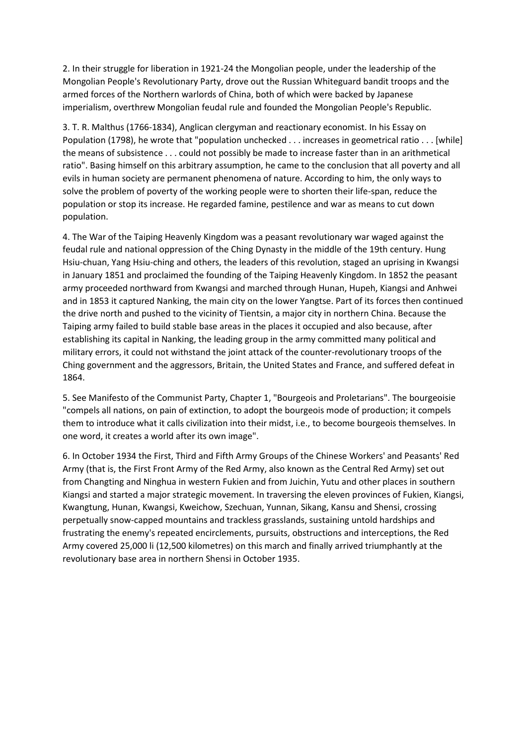2. In their struggle for liberation in 1921-24 the Mongolian people, under the leadership of the Mongolian People's Revolutionary Party, drove out the Russian Whiteguard bandit troops and the armed forces of the Northern warlords of China, both of which were backed by Japanese imperialism, overthrew Mongolian feudal rule and founded the Mongolian People's Republic.

3. T. R. Malthus (1766-1834), Anglican clergyman and reactionary economist. In his Essay on Population (1798), he wrote that "population unchecked . . . increases in geometrical ratio . . . [while] the means of subsistence . . . could not possibly be made to increase faster than in an arithmetical ratio". Basing himself on this arbitrary assumption, he came to the conclusion that all poverty and all evils in human society are permanent phenomena of nature. According to him, the only ways to solve the problem of poverty of the working people were to shorten their life-span, reduce the population or stop its increase. He regarded famine, pestilence and war as means to cut down population.

4. The War of the Taiping Heavenly Kingdom was a peasant revolutionary war waged against the feudal rule and national oppression of the Ching Dynasty in the middle of the 19th century. Hung Hsiu-chuan, Yang Hsiu-ching and others, the leaders of this revolution, staged an uprising in Kwangsi in January 1851 and proclaimed the founding of the Taiping Heavenly Kingdom. In 1852 the peasant army proceeded northward from Kwangsi and marched through Hunan, Hupeh, Kiangsi and Anhwei and in 1853 it captured Nanking, the main city on the lower Yangtse. Part of its forces then continued the drive north and pushed to the vicinity of Tientsin, a major city in northern China. Because the Taiping army failed to build stable base areas in the places it occupied and also because, after establishing its capital in Nanking, the leading group in the army committed many political and military errors, it could not withstand the joint attack of the counter-revolutionary troops of the Ching government and the aggressors, Britain, the United States and France, and suffered defeat in 1864.

5. See Manifesto of the Communist Party, Chapter 1, "Bourgeois and Proletarians". The bourgeoisie "compels all nations, on pain of extinction, to adopt the bourgeois mode of production; it compels them to introduce what it calls civilization into their midst, i.e., to become bourgeois themselves. In one word, it creates a world after its own image".

6. In October 1934 the First, Third and Fifth Army Groups of the Chinese Workers' and Peasants' Red Army (that is, the First Front Army of the Red Army, also known as the Central Red Army) set out from Changting and Ninghua in western Fukien and from Juichin, Yutu and other places in southern Kiangsi and started a major strategic movement. In traversing the eleven provinces of Fukien, Kiangsi, Kwangtung, Hunan, Kwangsi, Kweichow, Szechuan, Yunnan, Sikang, Kansu and Shensi, crossing perpetually snow-capped mountains and trackless grasslands, sustaining untold hardships and frustrating the enemy's repeated encirclements, pursuits, obstructions and interceptions, the Red Army covered 25,000 li (12,500 kilometres) on this march and finally arrived triumphantly at the revolutionary base area in northern Shensi in October 1935.